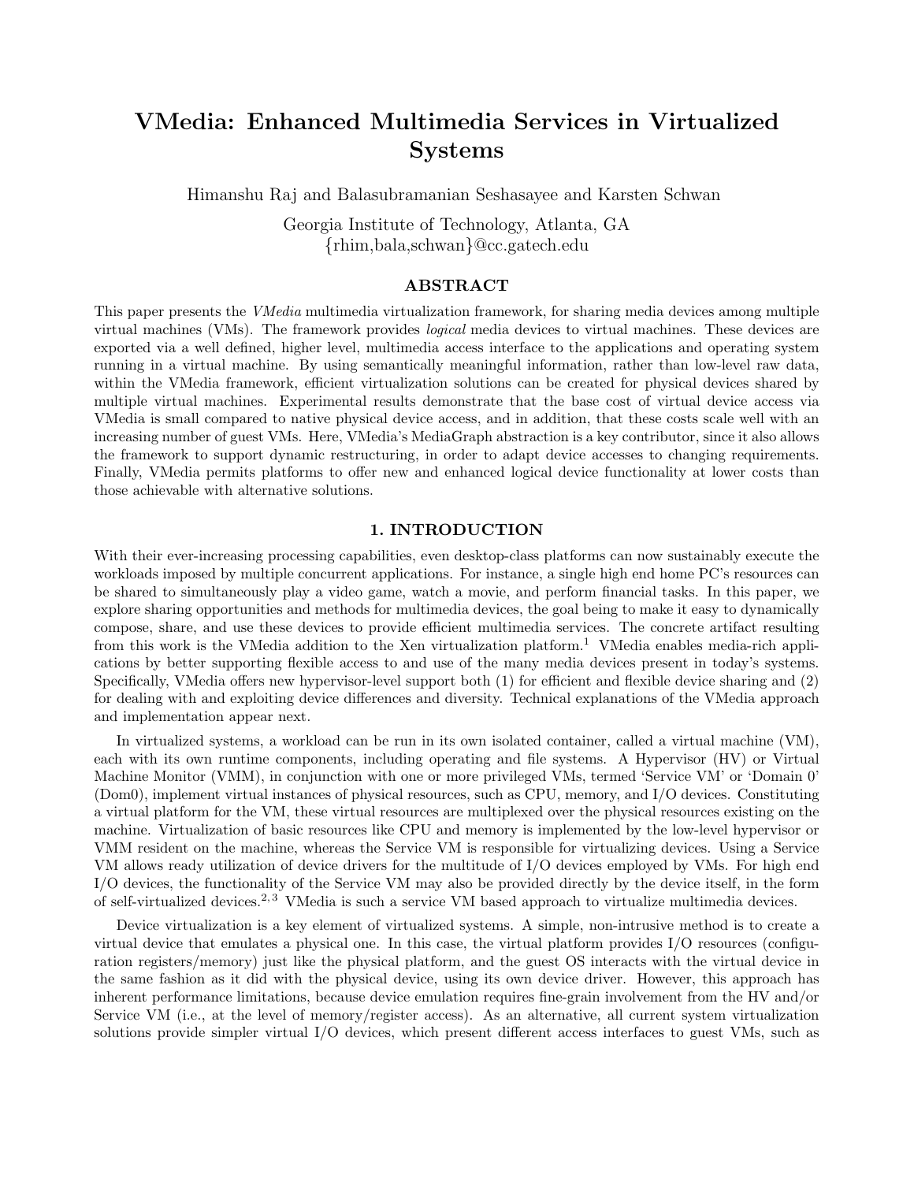# VMedia: Enhanced Multimedia Services in Virtualized Systems

Himanshu Raj and Balasubramanian Seshasayee and Karsten Schwan

Georgia Institute of Technology, Atlanta, GA
{rhim,bala,schwan}@cc.gatech.edu

## ABSTRACT

This paper presents the *VMedia* multimedia virtualization framework, for sharing media devices among multiple virtual machines (VMs). The framework provides *logical* media devices to virtual machines. These devices are exported via a well defined, higher level, multimedia access interface to the applications and operating system running in a virtual machine. By using semantically meaningful information, rather than low-level raw data, within the VMedia framework, efficient virtualization solutions can be created for physical devices shared by multiple virtual machines. Experimental results demonstrate that the base cost of virtual device access via VMedia is small compared to native physical device access, and in addition, that these costs scale well with an increasing number of guest VMs. Here, VMedia's MediaGraph abstraction is a key contributor, since it also allows the framework to support dynamic restructuring, in order to adapt device accesses to changing requirements. Finally, VMedia permits platforms to offer new and enhanced logical device functionality at lower costs than those achievable with alternative solutions.

## 1. INTRODUCTION

With their ever-increasing processing capabilities, even desktop-class platforms can now sustainably execute the workloads imposed by multiple concurrent applications. For instance, a single high end home PC's resources can be shared to simultaneously play a video game, watch a movie, and perform financial tasks. In this paper, we explore sharing opportunities and methods for multimedia devices, the goal being to make it easy to dynamically compose, share, and use these devices to provide efficient multimedia services. The concrete artifact resulting from this work is the VMedia addition to the Xen virtualization platform.[1] VMedia enables media-rich applications by better supporting flexible access to and use of the many media devices present in today's systems. Specifically, VMedia offers new hypervisor-level support both (1) for efficient and flexible device sharing and (2) for dealing with and exploiting device differences and diversity. Technical explanations of the VMedia approach and implementation appear next.

In virtualized systems, a workload can be run in its own isolated container, called a virtual machine (VM), each with its own runtime components, including operating and file systems. A Hypervisor (HV) or Virtual Machine Monitor (VMM), in conjunction with one or more privileged VMs, termed 'Service VM' or 'Domain 0' (Dom0), implement virtual instances of physical resources, such as CPU, memory, and I/O devices. Constituting a virtual platform for the VM, these virtual resources are multiplexed over the physical resources existing on the machine. Virtualization of basic resources like CPU and memory is implemented by the low-level hypervisor or VMM resident on the machine, whereas the Service VM is responsible for virtualizing devices. Using a Service VM allows ready utilization of device drivers for the multitude of I/O devices employed by VMs. For high end I/O devices, the functionality of the Service VM may also be provided directly by the device itself, in the form of self-virtualized devices.[2,3] VMedia is such a service VM based approach to virtualize multimedia devices.

Device virtualization is a key element of virtualized systems. A simple, non-intrusive method is to create a virtual device that emulates a physical one. In this case, the virtual platform provides I/O resources (configuration registers/memory) just like the physical platform, and the guest OS interacts with the virtual device in the same fashion as it did with the physical device, using its own device driver. However, this approach has inherent performance limitations, because device emulation requires fine-grain involvement from the HV and/or Service VM (i.e., at the level of memory/register access). As an alternative, all current system virtualization solutions provide simpler virtual I/O devices, which present different access interfaces to guest VMs, such as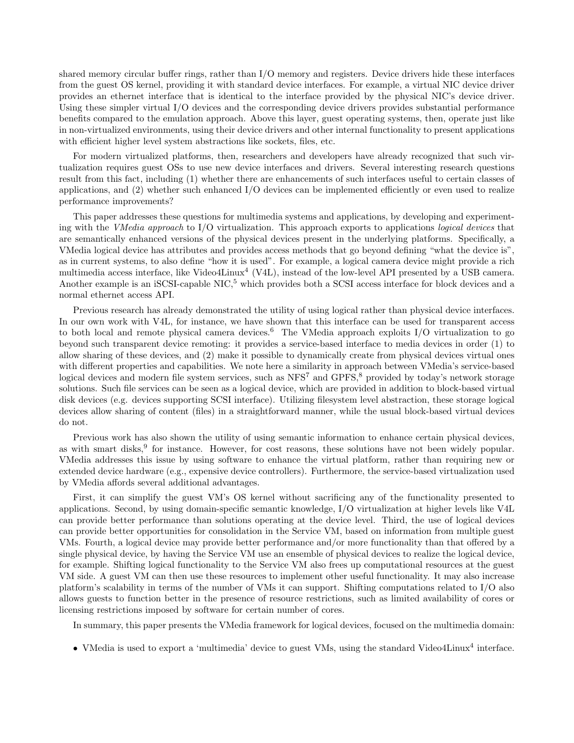shared memory circular buffer rings, rather than I/O memory and registers. Device drivers hide these interfaces from the guest OS kernel, providing it with standard device interfaces. For example, a virtual NIC device driver provides an ethernet interface that is identical to the interface provided by the physical NIC's device driver. Using these simpler virtual I/O devices and the corresponding device drivers provides substantial performance benefits compared to the emulation approach. Above this layer, guest operating systems, then, operate just like in non-virtualized environments, using their device drivers and other internal functionality to present applications with efficient higher level system abstractions like sockets, files, etc.

For modern virtualized platforms, then, researchers and developers have already recognized that such virtualization requires guest OSs to use new device interfaces and drivers. Several interesting research questions result from this fact, including (1) whether there are enhancements of such interfaces useful to certain classes of applications, and (2) whether such enhanced I/O devices can be implemented efficiently or even used to realize performance improvements?

This paper addresses these questions for multimedia systems and applications, by developing and experimenting with the *VMedia approach* to I/O virtualization. This approach exports to applications *logical devices* that are semantically enhanced versions of the physical devices present in the underlying platforms. Specifically, a VMedia logical device has attributes and provides access methods that go beyond defining "what the device is", as in current systems, to also define "how it is used". For example, a logical camera device might provide a rich multimedia access interface, like Video4Linux[4] (V4L), instead of the low-level API presented by a USB camera. Another example is an iSCSI-capable NIC,[5] which provides both a SCSI access interface for block devices and a normal ethernet access API.

Previous research has already demonstrated the utility of using logical rather than physical device interfaces. In our own work with V4L, for instance, we have shown that this interface can be used for transparent access to both local and remote physical camera devices.[6] The VMedia approach exploits I/O virtualization to go beyond such transparent device remoting: it provides a service-based interface to media devices in order (1) to allow sharing of these devices, and (2) make it possible to dynamically create from physical devices virtual ones with different properties and capabilities. We note here a similarity in approach between VMedia's service-based logical devices and modern file system services, such as NFS[7] and GPFS,[8] provided by today's network storage solutions. Such file services can be seen as a logical device, which are provided in addition to block-based virtual disk devices (e.g. devices supporting SCSI interface). Utilizing filesystem level abstraction, these storage logical devices allow sharing of content (files) in a straightforward manner, while the usual block-based virtual devices do not.

Previous work has also shown the utility of using semantic information to enhance certain physical devices, as with smart disks,[9] for instance. However, for cost reasons, these solutions have not been widely popular. VMedia addresses this issue by using software to enhance the virtual platform, rather than requiring new or extended device hardware (e.g., expensive device controllers). Furthermore, the service-based virtualization used by VMedia affords several additional advantages.

First, it can simplify the guest VM's OS kernel without sacrificing any of the functionality presented to applications. Second, by using domain-specific semantic knowledge, I/O virtualization at higher levels like V4L can provide better performance than solutions operating at the device level. Third, the use of logical devices can provide better opportunities for consolidation in the Service VM, based on information from multiple guest VMs. Fourth, a logical device may provide better performance and/or more functionality than that offered by a single physical device, by having the Service VM use an ensemble of physical devices to realize the logical device, for example. Shifting logical functionality to the Service VM also frees up computational resources at the guest VM side. A guest VM can then use these resources to implement other useful functionality. It may also increase platform's scalability in terms of the number of VMs it can support. Shifting computations related to I/O also allows guests to function better in the presence of resource restrictions, such as limited availability of cores or licensing restrictions imposed by software for certain number of cores.

In summary, this paper presents the VMedia framework for logical devices, focused on the multimedia domain:

- VMedia is used to export a 'multimedia' device to guest VMs, using the standard Video4Linux[4] interface.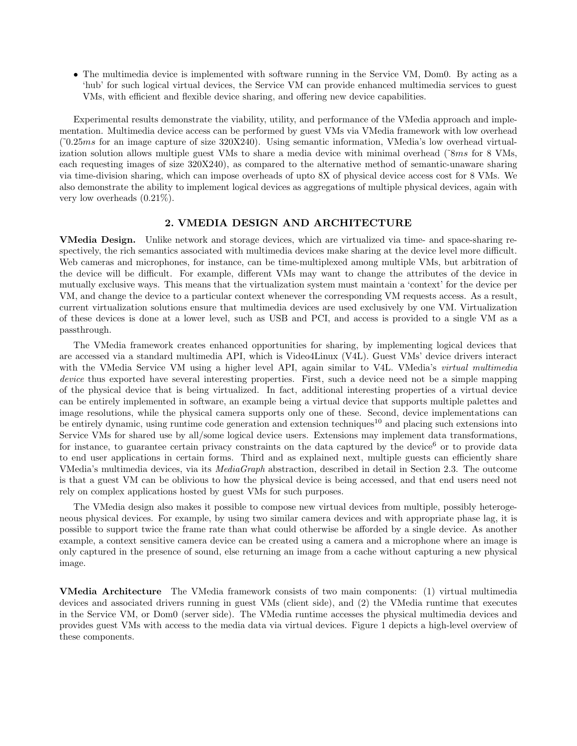- The multimedia device is implemented with software running in the Service VM, Dom0. By acting as a 'hub' for such logical virtual devices, the Service VM can provide enhanced multimedia services to guest VMs, with efficient and flexible device sharing, and offering new device capabilities.

Experimental results demonstrate the viability, utility, and performance of the VMedia approach and implementation. Multimedia device access can be performed by guest VMs via VMedia framework with low overhead (~0.25*ms* for an image capture of size 320X240). Using semantic information, VMedia's low overhead virtualization solution allows multiple guest VMs to share a media device with minimal overhead (~8*ms* for 8 VMs, each requesting images of size 320X240), as compared to the alternative method of semantic-unaware sharing via time-division sharing, which can impose overheads of upto 8X of physical device access cost for 8 VMs. We also demonstrate the ability to implement logical devices as aggregations of multiple physical devices, again with very low overheads (0.21%).

## 2. VMEDIA DESIGN AND ARCHITECTURE

**VMedia Design.** Unlike network and storage devices, which are virtualized via time- and space-sharing respectively, the rich semantics associated with multimedia devices make sharing at the device level more difficult. Web cameras and microphones, for instance, can be time-multiplexed among multiple VMs, but arbitration of the device will be difficult. For example, different VMs may want to change the attributes of the device in mutually exclusive ways. This means that the virtualization system must maintain a 'context' for the device per VM, and change the device to a particular context whenever the corresponding VM requests access. As a result, current virtualization solutions ensure that multimedia devices are used exclusively by one VM. Virtualization of these devices is done at a lower level, such as USB and PCI, and access is provided to a single VM as a passthrough.

The VMedia framework creates enhanced opportunities for sharing, by implementing logical devices that are accessed via a standard multimedia API, which is Video4Linux (V4L). Guest VMs' device drivers interact with the VMedia Service VM using a higher level API, again similar to V4L. VMedia's *virtual multimedia device* thus exported have several interesting properties. First, such a device need not be a simple mapping of the physical device that is being virtualized. In fact, additional interesting properties of a virtual device can be entirely implemented in software, an example being a virtual device that supports multiple palettes and image resolutions, while the physical camera supports only one of these. Second, device implementations can be entirely dynamic, using runtime code generation and extension techniques[10] and placing such extensions into Service VMs for shared use by all/some logical device users. Extensions may implement data transformations, for instance, to guarantee certain privacy constraints on the data captured by the device[6] or to provide data to end user applications in certain forms. Third and as explained next, multiple guests can efficiently share VMedia's multimedia devices, via its *MediaGraph* abstraction, described in detail in Section 2.3. The outcome is that a guest VM can be oblivious to how the physical device is being accessed, and that end users need not rely on complex applications hosted by guest VMs for such purposes.

The VMedia design also makes it possible to compose new virtual devices from multiple, possibly heterogeneous physical devices. For example, by using two similar camera devices and with appropriate phase lag, it is possible to support twice the frame rate than what could otherwise be afforded by a single device. As another example, a context sensitive camera device can be created using a camera and a microphone where an image is only captured in the presence of sound, else returning an image from a cache without capturing a new physical image.

**VMedia Architecture** The VMedia framework consists of two main components: (1) virtual multimedia devices and associated drivers running in guest VMs (client side), and (2) the VMedia runtime that executes in the Service VM, or Dom0 (server side). The VMedia runtime accesses the physical multimedia devices and provides guest VMs with access to the media data via virtual devices. Figure 1 depicts a high-level overview of these components.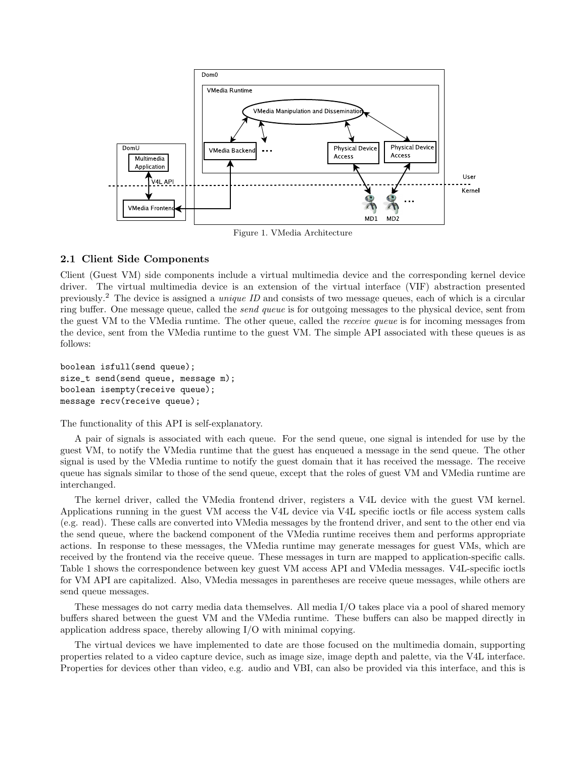Figure 1. VMedia Architecture

## 2.1 Client Side Components

Client (Guest VM) side components include a virtual multimedia device and the corresponding kernel device driver. The virtual multimedia device is an extension of the virtual interface (VIF) abstraction presented previously.[2] The device is assigned a *unique ID* and consists of two message queues, each of which is a circular ring buffer. One message queue, called the *send queue* is for outgoing messages to the physical device, sent from the guest VM to the VMedia runtime. The other queue, called the *receive queue* is for incoming messages from the device, sent from the VMedia runtime to the guest VM. The simple API associated with these queues is as follows:

```
boolean isfull(send queue);
size_t send(send queue, message m);
boolean isempty(receive queue);
message recv(receive queue);
```

The functionality of this API is self-explanatory.

A pair of signals is associated with each queue. For the send queue, one signal is intended for use by the guest VM, to notify the VMedia runtime that the guest has enqueued a message in the send queue. The other signal is used by the VMedia runtime to notify the guest domain that it has received the message. The receive queue has signals similar to those of the send queue, except that the roles of guest VM and VMedia runtime are interchanged.

The kernel driver, called the VMedia frontend driver, registers a V4L device with the guest VM kernel. Applications running in the guest VM access the V4L device via V4L specific ioctls or file access system calls (e.g. read). These calls are converted into VMedia messages by the frontend driver, and sent to the other end via the send queue, where the backend component of the VMedia runtime receives them and performs appropriate actions. In response to these messages, the VMedia runtime may generate messages for guest VMs, which are received by the frontend via the receive queue. These messages in turn are mapped to application-specific calls. Table 1 shows the correspondence between key guest VM access API and VMedia messages. V4L-specific ioctls for VM API are capitalized. Also, VMedia messages in parentheses are receive queue messages, while others are send queue messages.

These messages do not carry media data themselves. All media I/O takes place via a pool of shared memory buffers shared between the guest VM and the VMedia runtime. These buffers can also be mapped directly in application address space, thereby allowing I/O with minimal copying.

The virtual devices we have implemented to date are those focused on the multimedia domain, supporting properties related to a video capture device, such as image size, image depth and palette, via the V4L interface. Properties for devices other than video, e.g. audio and VBI, can also be provided via this interface, and this is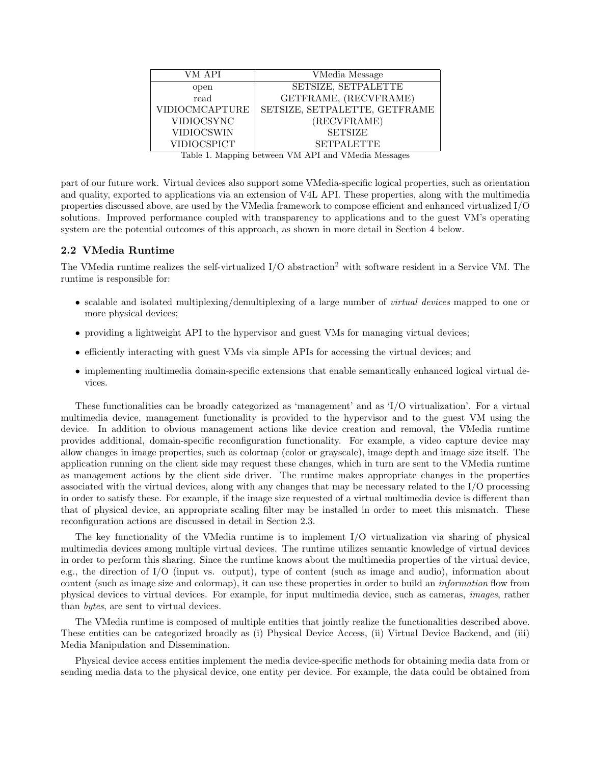| VM API | VMedia Message |
| --- | --- |
| open | SETSIZE, SETPALETTE |
| read | GETFRAME, (RECVFRAME) |
| VIDIOCMCAPTURE | SETSIZE, SETPALETTE, GETFRAME |
| VIDIOCSYNC | (RECVFRAME) |
| VIDIOCSWIN | SETSIZE |
| VIDIOCSPICT | SETPALETTE |

Table 1. Mapping between VM API and VMedia Messages

part of our future work. Virtual devices also support some VMedia-specific logical properties, such as orientation and quality, exported to applications via an extension of V4L API. These properties, along with the multimedia properties discussed above, are used by the VMedia framework to compose efficient and enhanced virtualized I/O solutions. Improved performance coupled with transparency to applications and to the guest VM's operating system are the potential outcomes of this approach, as shown in more detail in Section 4 below.

### 2.2 VMedia Runtime

The VMedia runtime realizes the self-virtualized I/O abstraction[2] with software resident in a Service VM. The runtime is responsible for:

- scalable and isolated multiplexing/demultiplexing of a large number of *virtual devices* mapped to one or more physical devices;
- providing a lightweight API to the hypervisor and guest VMs for managing virtual devices;
- efficiently interacting with guest VMs via simple APIs for accessing the virtual devices; and
- implementing multimedia domain-specific extensions that enable semantically enhanced logical virtual devices.

These functionalities can be broadly categorized as 'management' and as 'I/O virtualization'. For a virtual multimedia device, management functionality is provided to the hypervisor and to the guest VM using the device. In addition to obvious management actions like device creation and removal, the VMedia runtime provides additional, domain-specific reconfiguration functionality. For example, a video capture device may allow changes in image properties, such as colormap (color or grayscale), image depth and image size itself. The application running on the client side may request these changes, which in turn are sent to the VMedia runtime as management actions by the client side driver. The runtime makes appropriate changes in the properties associated with the virtual devices, along with any changes that may be necessary related to the I/O processing in order to satisfy these. For example, if the image size requested of a virtual multimedia device is different than that of physical device, an appropriate scaling filter may be installed in order to meet this mismatch. These reconfiguration actions are discussed in detail in Section 2.3.

The key functionality of the VMedia runtime is to implement I/O virtualization via sharing of physical multimedia devices among multiple virtual devices. The runtime utilizes semantic knowledge of virtual devices in order to perform this sharing. Since the runtime knows about the multimedia properties of the virtual device, e.g., the direction of I/O (input vs. output), type of content (such as image and audio), information about content (such as image size and colormap), it can use these properties in order to build an *information* flow from physical devices to virtual devices. For example, for input multimedia device, such as cameras, *images*, rather than *bytes*, are sent to virtual devices.

The VMedia runtime is composed of multiple entities that jointly realize the functionalities described above. These entities can be categorized broadly as (i) Physical Device Access, (ii) Virtual Device Backend, and (iii) Media Manipulation and Dissemination.

Physical device access entities implement the media device-specific methods for obtaining media data from or sending media data to the physical device, one entity per device. For example, the data could be obtained from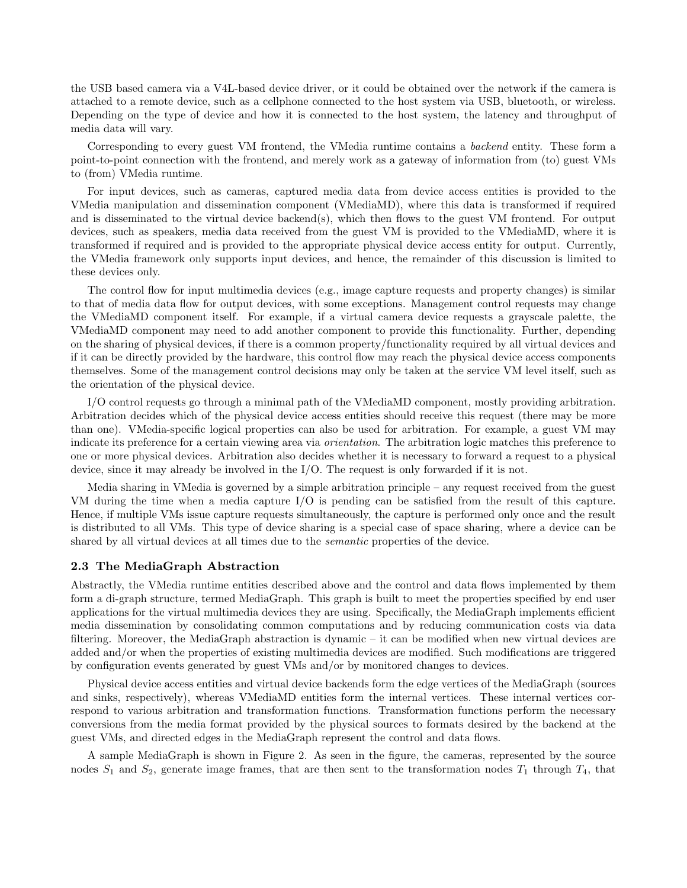the USB based camera via a V4L-based device driver, or it could be obtained over the network if the camera is attached to a remote device, such as a cellphone connected to the host system via USB, bluetooth, or wireless. Depending on the type of device and how it is connected to the host system, the latency and throughput of media data will vary.

Corresponding to every guest VM frontend, the VMedia runtime contains a *backend* entity. These form a point-to-point connection with the frontend, and merely work as a gateway of information from (to) guest VMs to (from) VMedia runtime.

For input devices, such as cameras, captured media data from device access entities is provided to the VMedia manipulation and dissemination component (VMediaMD), where this data is transformed if required and is disseminated to the virtual device backend(s), which then flows to the guest VM frontend. For output devices, such as speakers, media data received from the guest VM is provided to the VMediaMD, where it is transformed if required and is provided to the appropriate physical device access entity for output. Currently, the VMedia framework only supports input devices, and hence, the remainder of this discussion is limited to these devices only.

The control flow for input multimedia devices (e.g., image capture requests and property changes) is similar to that of media data flow for output devices, with some exceptions. Management control requests may change the VMediaMD component itself. For example, if a virtual camera device requests a grayscale palette, the VMediaMD component may need to add another component to provide this functionality. Further, depending on the sharing of physical devices, if there is a common property/functionality required by all virtual devices and if it can be directly provided by the hardware, this control flow may reach the physical device access components themselves. Some of the management control decisions may only be taken at the service VM level itself, such as the orientation of the physical device.

I/O control requests go through a minimal path of the VMediaMD component, mostly providing arbitration. Arbitration decides which of the physical device access entities should receive this request (there may be more than one). VMedia-specific logical properties can also be used for arbitration. For example, a guest VM may indicate its preference for a certain viewing area via *orientation*. The arbitration logic matches this preference to one or more physical devices. Arbitration also decides whether it is necessary to forward a request to a physical device, since it may already be involved in the I/O. The request is only forwarded if it is not.

Media sharing in VMedia is governed by a simple arbitration principle – any request received from the guest VM during the time when a media capture I/O is pending can be satisfied from the result of this capture. Hence, if multiple VMs issue capture requests simultaneously, the capture is performed only once and the result is distributed to all VMs. This type of device sharing is a special case of space sharing, where a device can be shared by all virtual devices at all times due to the *semantic* properties of the device.

### 2.3 The MediaGraph Abstraction

Abstractly, the VMedia runtime entities described above and the control and data flows implemented by them form a di-graph structure, termed MediaGraph. This graph is built to meet the properties specified by end user applications for the virtual multimedia devices they are using. Specifically, the MediaGraph implements efficient media dissemination by consolidating common computations and by reducing communication costs via data filtering. Moreover, the MediaGraph abstraction is dynamic – it can be modified when new virtual devices are added and/or when the properties of existing multimedia devices are modified. Such modifications are triggered by configuration events generated by guest VMs and/or by monitored changes to devices.

Physical device access entities and virtual device backends form the edge vertices of the MediaGraph (sources and sinks, respectively), whereas VMediaMD entities form the internal vertices. These internal vertices correspond to various arbitration and transformation functions. Transformation functions perform the necessary conversions from the media format provided by the physical sources to formats desired by the backend at the guest VMs, and directed edges in the MediaGraph represent the control and data flows.

A sample MediaGraph is shown in Figure 2. As seen in the figure, the cameras, represented by the source nodes $S_1$ and $S_2$, generate image frames, that are then sent to the transformation nodes $T_1$ through $T_4$, that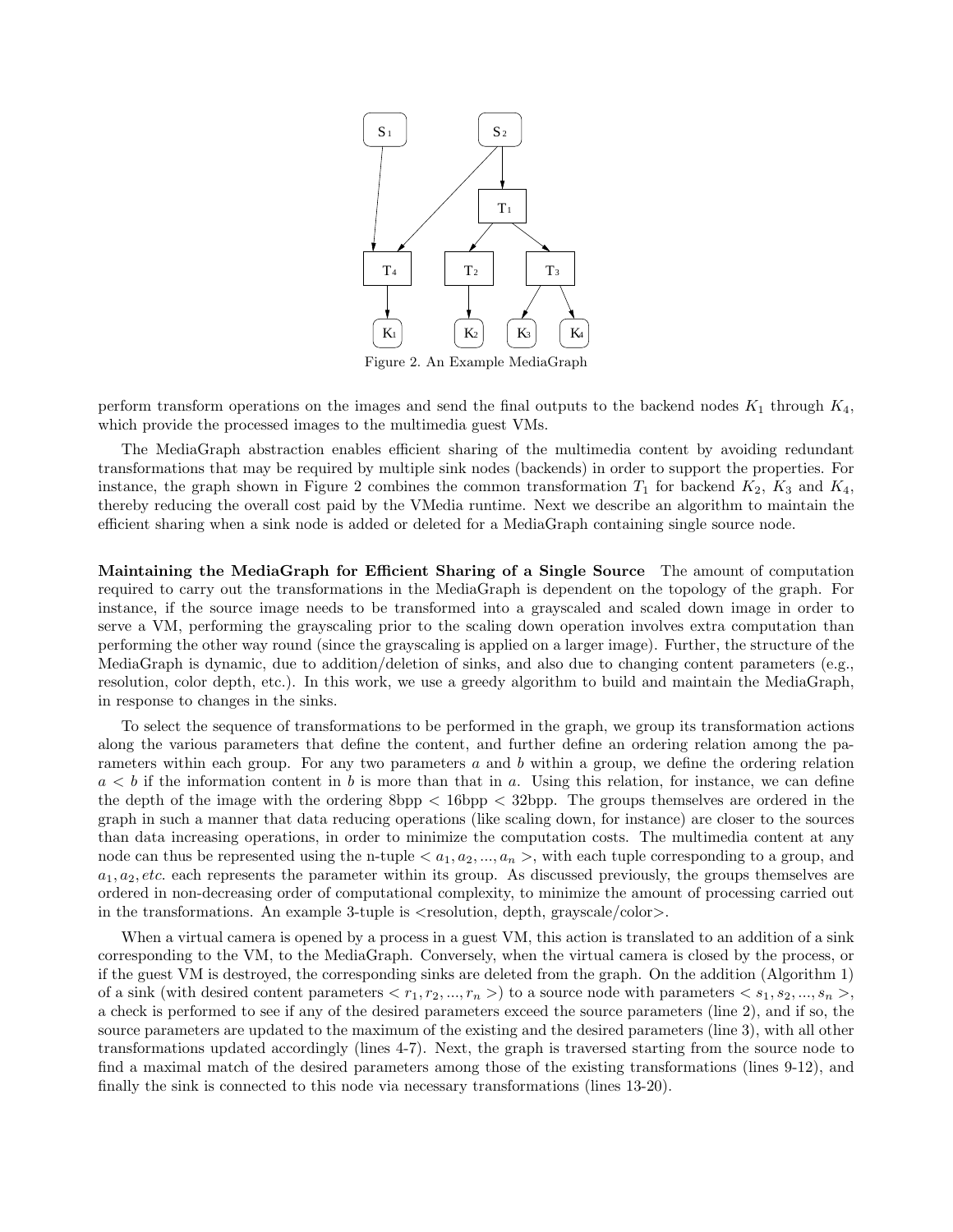Figure 2. An Example MediaGraph

perform transform operations on the images and send the final outputs to the backend nodes $K_1$ through $K_4$, which provide the processed images to the multimedia guest VMs.

The MediaGraph abstraction enables efficient sharing of the multimedia content by avoiding redundant transformations that may be required by multiple sink nodes (backends) in order to support the properties. For instance, the graph shown in Figure 2 combines the common transformation $T_1$ for backend $K_2$, $K_3$ and $K_4$, thereby reducing the overall cost paid by the VMedia runtime. Next we describe an algorithm to maintain the efficient sharing when a sink node is added or deleted for a MediaGraph containing single source node.

**Maintaining the MediaGraph for Efficient Sharing of a Single Source** The amount of computation required to carry out the transformations in the MediaGraph is dependent on the topology of the graph. For instance, if the source image needs to be transformed into a grayscaled and scaled down image in order to serve a VM, performing the grayscaling prior to the scaling down operation involves extra computation than performing the other way round (since the grayscaling is applied on a larger image). Further, the structure of the MediaGraph is dynamic, due to addition/deletion of sinks, and also due to changing content parameters (e.g., resolution, color depth, etc.). In this work, we use a greedy algorithm to build and maintain the MediaGraph, in response to changes in the sinks.

To select the sequence of transformations to be performed in the graph, we group its transformation actions along the various parameters that define the content, and further define an ordering relation among the parameters within each group. For any two parameters $a$ and $b$ within a group, we define the ordering relation $a < b$ if the information content in $b$ is more than that in $a$. Using this relation, for instance, we can define the depth of the image with the ordering 8bpp $<$ 16bpp $<$ 32bpp. The groups themselves are ordered in the graph in such a manner that data reducing operations (like scaling down, for instance) are closer to the sources than data increasing operations, in order to minimize the computation costs. The multimedia content at any node can thus be represented using the n-tuple $< a_1, a_2, ..., a_n >$, with each tuple corresponding to a group, and $a_1, a_2, etc.$ each represents the parameter within its group. As discussed previously, the groups themselves are ordered in non-decreasing order of computational complexity, to minimize the amount of processing carried out in the transformations. An example 3-tuple is <resolution, depth, grayscale/color>.

When a virtual camera is opened by a process in a guest VM, this action is translated to an addition of a sink corresponding to the VM, to the MediaGraph. Conversely, when the virtual camera is closed by the process, or if the guest VM is destroyed, the corresponding sinks are deleted from the graph. On the addition (Algorithm 1) of a sink (with desired content parameters $< r_1, r_2, ..., r_n >$) to a source node with parameters $< s_1, s_2, ..., s_n >$, a check is performed to see if any of the desired parameters exceed the source parameters (line 2), and if so, the source parameters are updated to the maximum of the existing and the desired parameters (line 3), with all other transformations updated accordingly (lines 4-7). Next, the graph is traversed starting from the source node to find a maximal match of the desired parameters among those of the existing transformations (lines 9-12), and finally the sink is connected to this node via necessary transformations (lines 13-20).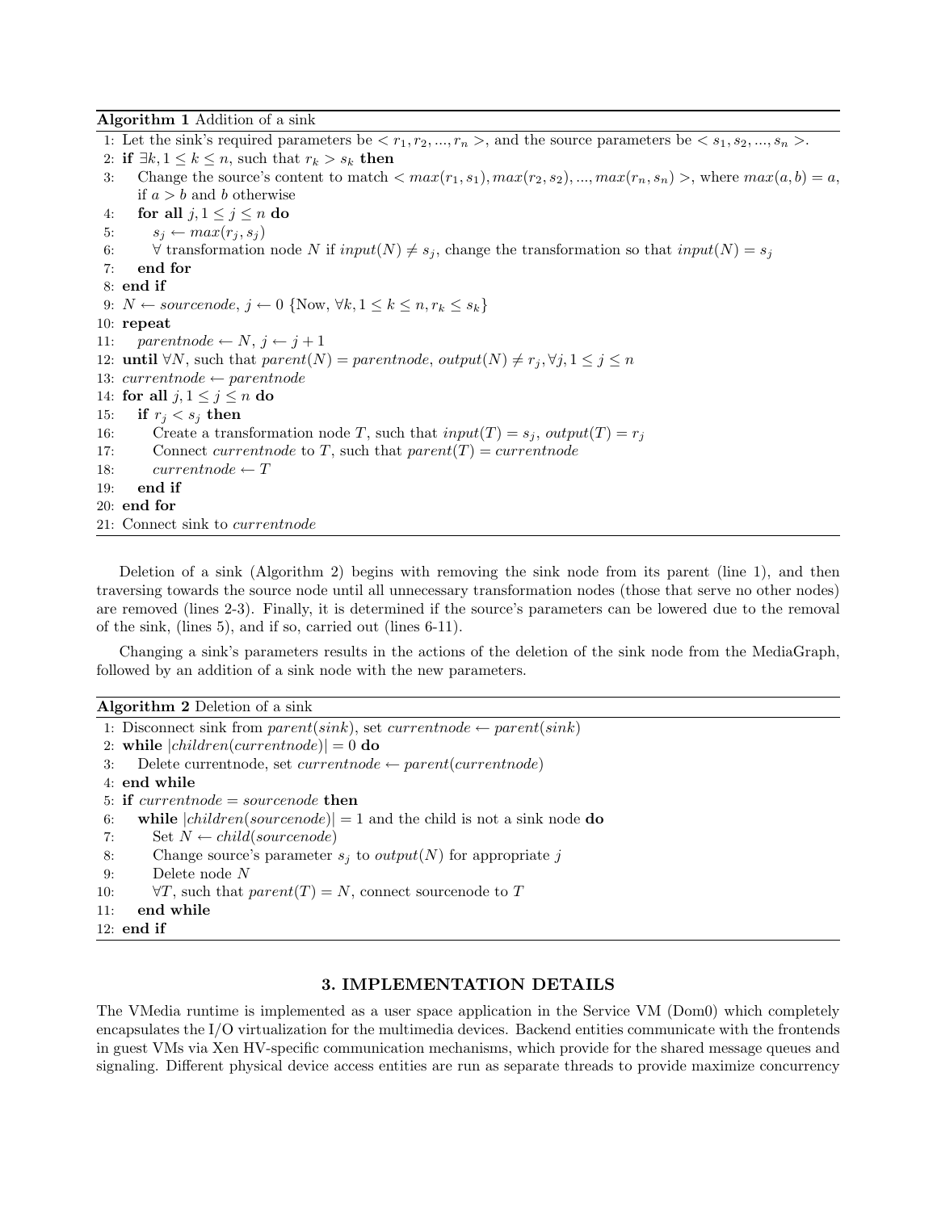**Algorithm 1** Addition of a sink

```
1: Let the sink's required parameters be < r_1, r_2, ..., r_n >, and the source parameters be < s_1, s_2, ..., s_n >.
2: if ∃k, 1 ≤ k ≤ n, such that r_k > s_k then
3:    Change the source's content to match < max(r_1, s_1), max(r_2, s_2), ..., max(r_n, s_n) >, where max(a, b) = a,
      if a > b and b otherwise
4:    for all j, 1 ≤ j ≤ n do
5:       s_j ← max(r_j, s_j)
6:       ∀ transformation node N if input(N) ≠ s_j, change the transformation so that input(N) = s_j
7:    end for
8: end if
9: N ← sourcenode, j ← 0 {Now, ∀k, 1 ≤ k ≤ n, r_k ≤ s_k}
10: repeat
11:    parentnode ← N, j ← j + 1
12: until ∀N, such that parent(N) = parentnode, output(N) ≠ r_j, ∀j, 1 ≤ j ≤ n
13: currentnode ← parentnode
14: for all j, 1 ≤ j ≤ n do
15:    if r_j < s_j then
16:       Create a transformation node T, such that input(T) = s_j, output(T) = r_j
17:       Connect currentnode to T, such that parent(T) = currentnode
18:       currentnode ← T
19:    end if
20: end for
21: Connect sink to currentnode
```

Deletion of a sink (Algorithm 2) begins with removing the sink node from its parent (line 1), and then traversing towards the source node until all unnecessary transformation nodes (those that serve no other nodes) are removed (lines 2-3). Finally, it is determined if the source's parameters can be lowered due to the removal of the sink, (lines 5), and if so, carried out (lines 6-11).

Changing a sink's parameters results in the actions of the deletion of the sink node from the MediaGraph, followed by an addition of a sink node with the new parameters.

**Algorithm 2** Deletion of a sink

```
1: Disconnect sink from parent(sink), set currentnode ← parent(sink)
2: while |children(currentnode)| = 0 do
3:    Delete currentnode, set currentnode ← parent(currentnode)
4: end while
5: if currentnode = sourcenode then
6:    while |children(sourcenode)| = 1 and the child is not a sink node do
7:       Set N ← child(sourcenode)
8:       Change source's parameter s_j to output(N) for appropriate j
9:       Delete node N
10:      ∀T, such that parent(T) = N, connect sourcenode to T
11:   end while
12: end if
```

## 3. IMPLEMENTATION DETAILS

The VMedia runtime is implemented as a user space application in the Service VM (Dom0) which completely encapsulates the I/O virtualization for the multimedia devices. Backend entities communicate with the frontends in guest VMs via Xen HV-specific communication mechanisms, which provide for the shared message queues and signaling. Different physical device access entities are run as separate threads to provide maximize concurrency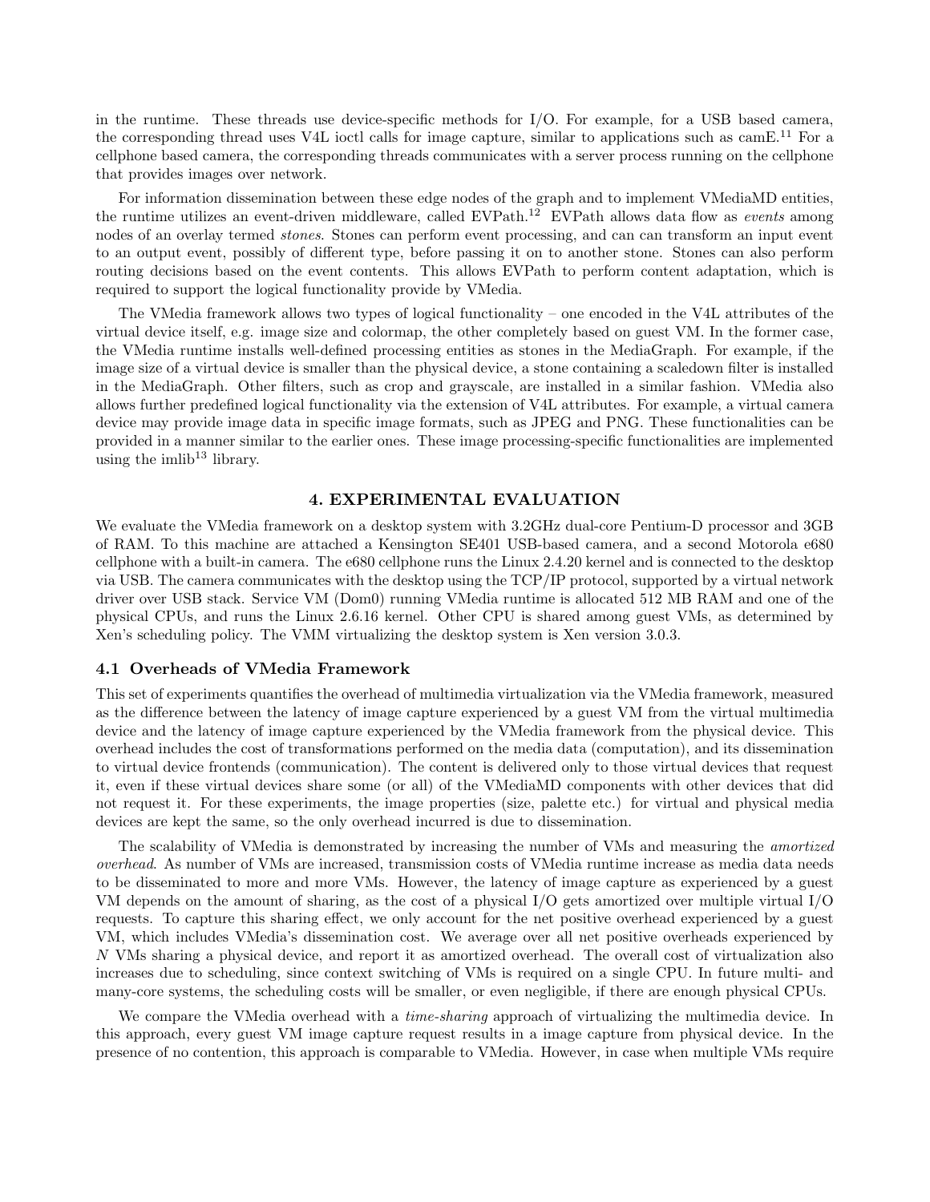in the runtime. These threads use device-specific methods for I/O. For example, for a USB based camera, the corresponding thread uses V4L ioctl calls for image capture, similar to applications such as camE.[11] For a cellphone based camera, the corresponding threads communicates with a server process running on the cellphone that provides images over network.

For information dissemination between these edge nodes of the graph and to implement VMediaMD entities, the runtime utilizes an event-driven middleware, called EVPath.[12] EVPath allows data flow as *events* among nodes of an overlay termed *stones*. Stones can perform event processing, and can can transform an input event to an output event, possibly of different type, before passing it on to another stone. Stones can also perform routing decisions based on the event contents. This allows EVPath to perform content adaptation, which is required to support the logical functionality provide by VMedia.

The VMedia framework allows two types of logical functionality – one encoded in the V4L attributes of the virtual device itself, e.g. image size and colormap, the other completely based on guest VM. In the former case, the VMedia runtime installs well-defined processing entities as stones in the MediaGraph. For example, if the image size of a virtual device is smaller than the physical device, a stone containing a scaledown filter is installed in the MediaGraph. Other filters, such as crop and grayscale, are installed in a similar fashion. VMedia also allows further predefined logical functionality via the extension of V4L attributes. For example, a virtual camera device may provide image data in specific image formats, such as JPEG and PNG. These functionalities can be provided in a manner similar to the earlier ones. These image processing-specific functionalities are implemented using the imlib[13] library.

## 4. EXPERIMENTAL EVALUATION

We evaluate the VMedia framework on a desktop system with 3.2GHz dual-core Pentium-D processor and 3GB of RAM. To this machine are attached a Kensington SE401 USB-based camera, and a second Motorola e680 cellphone with a built-in camera. The e680 cellphone runs the Linux 2.4.20 kernel and is connected to the desktop via USB. The camera communicates with the desktop using the TCP/IP protocol, supported by a virtual network driver over USB stack. Service VM (Dom0) running VMedia runtime is allocated 512 MB RAM and one of the physical CPUs, and runs the Linux 2.6.16 kernel. Other CPU is shared among guest VMs, as determined by Xen's scheduling policy. The VMM virtualizing the desktop system is Xen version 3.0.3.

### 4.1 Overheads of VMedia Framework

This set of experiments quantifies the overhead of multimedia virtualization via the VMedia framework, measured as the difference between the latency of image capture experienced by a guest VM from the virtual multimedia device and the latency of image capture experienced by the VMedia framework from the physical device. This overhead includes the cost of transformations performed on the media data (computation), and its dissemination to virtual device frontends (communication). The content is delivered only to those virtual devices that request it, even if these virtual devices share some (or all) of the VMediaMD components with other devices that did not request it. For these experiments, the image properties (size, palette etc.) for virtual and physical media devices are kept the same, so the only overhead incurred is due to dissemination.

The scalability of VMedia is demonstrated by increasing the number of VMs and measuring the *amortized overhead*. As number of VMs are increased, transmission costs of VMedia runtime increase as media data needs to be disseminated to more and more VMs. However, the latency of image capture as experienced by a guest VM depends on the amount of sharing, as the cost of a physical I/O gets amortized over multiple virtual I/O requests. To capture this sharing effect, we only account for the net positive overhead experienced by a guest VM, which includes VMedia's dissemination cost. We average over all net positive overheads experienced by $N$ VMs sharing a physical device, and report it as amortized overhead. The overall cost of virtualization also increases due to scheduling, since context switching of VMs is required on a single CPU. In future multi- and many-core systems, the scheduling costs will be smaller, or even negligible, if there are enough physical CPUs.

We compare the VMedia overhead with a *time-sharing* approach of virtualizing the multimedia device. In this approach, every guest VM image capture request results in a image capture from physical device. In the presence of no contention, this approach is comparable to VMedia. However, in case when multiple VMs require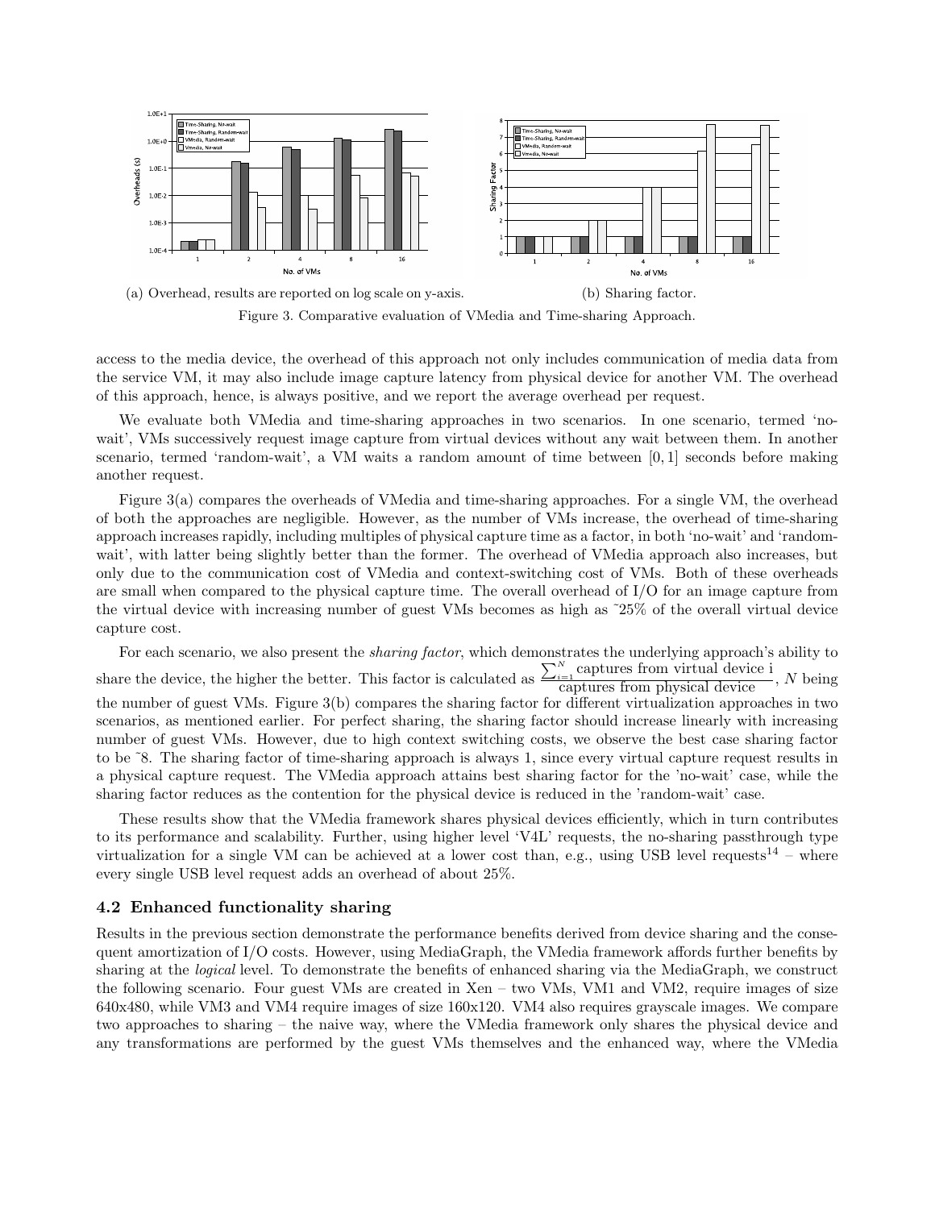(a) Overhead, results are reported on log scale on y-axis. (b) Sharing factor.

Figure 3. Comparative evaluation of VMedia and Time-sharing Approach.

access to the media device, the overhead of this approach not only includes communication of media data from the service VM, it may also include image capture latency from physical device for another VM. The overhead of this approach, hence, is always positive, and we report the average overhead per request.

We evaluate both VMedia and time-sharing approaches in two scenarios. In one scenario, termed 'no-wait', VMs successively request image capture from virtual devices without any wait between them. In another scenario, termed 'random-wait', a VM waits a random amount of time between $[0, 1]$ seconds before making another request.

Figure 3(a) compares the overheads of VMedia and time-sharing approaches. For a single VM, the overhead of both the approaches are negligible. However, as the number of VMs increase, the overhead of time-sharing approach increases rapidly, including multiples of physical capture time as a factor, in both 'no-wait' and 'random-wait', with latter being slightly better than the former. The overhead of VMedia approach also increases, but only due to the communication cost of VMedia and context-switching cost of VMs. Both of these overheads are small when compared to the physical capture time. The overall overhead of I/O for an image capture from the virtual device with increasing number of guest VMs becomes as high as ~25% of the overall virtual device capture cost.

For each scenario, we also present the *sharing factor*, which demonstrates the underlying approach's ability to share the device, the higher the better. This factor is calculated as $\frac{\sum_{i=1}^{N} \text{captures from virtual device i}}{\text{captures from physical device}}$, $N$ being the number of guest VMs. Figure 3(b) compares the sharing factor for different virtualization approaches in two scenarios, as mentioned earlier. For perfect sharing, the sharing factor should increase linearly with increasing number of guest VMs. However, due to high context switching costs, we observe the best case sharing factor to be ~8. The sharing factor of time-sharing approach is always 1, since every virtual capture request results in a physical capture request. The VMedia approach attains best sharing factor for the 'no-wait' case, while the sharing factor reduces as the contention for the physical device is reduced in the 'random-wait' case.

These results show that the VMedia framework shares physical devices efficiently, which in turn contributes to its performance and scalability. Further, using higher level 'V4L' requests, the no-sharing passthrough type virtualization for a single VM can be achieved at a lower cost than, e.g., using USB level requests[14] – where every single USB level request adds an overhead of about 25%.

### 4.2 Enhanced functionality sharing

Results in the previous section demonstrate the performance benefits derived from device sharing and the consequent amortization of I/O costs. However, using MediaGraph, the VMedia framework affords further benefits by sharing at the *logical* level. To demonstrate the benefits of enhanced sharing via the MediaGraph, we construct the following scenario. Four guest VMs are created in Xen – two VMs, VM1 and VM2, require images of size 640x480, while VM3 and VM4 require images of size 160x120. VM4 also requires grayscale images. We compare two approaches to sharing – the naive way, where the VMedia framework only shares the physical device and any transformations are performed by the guest VMs themselves and the enhanced way, where the VMedia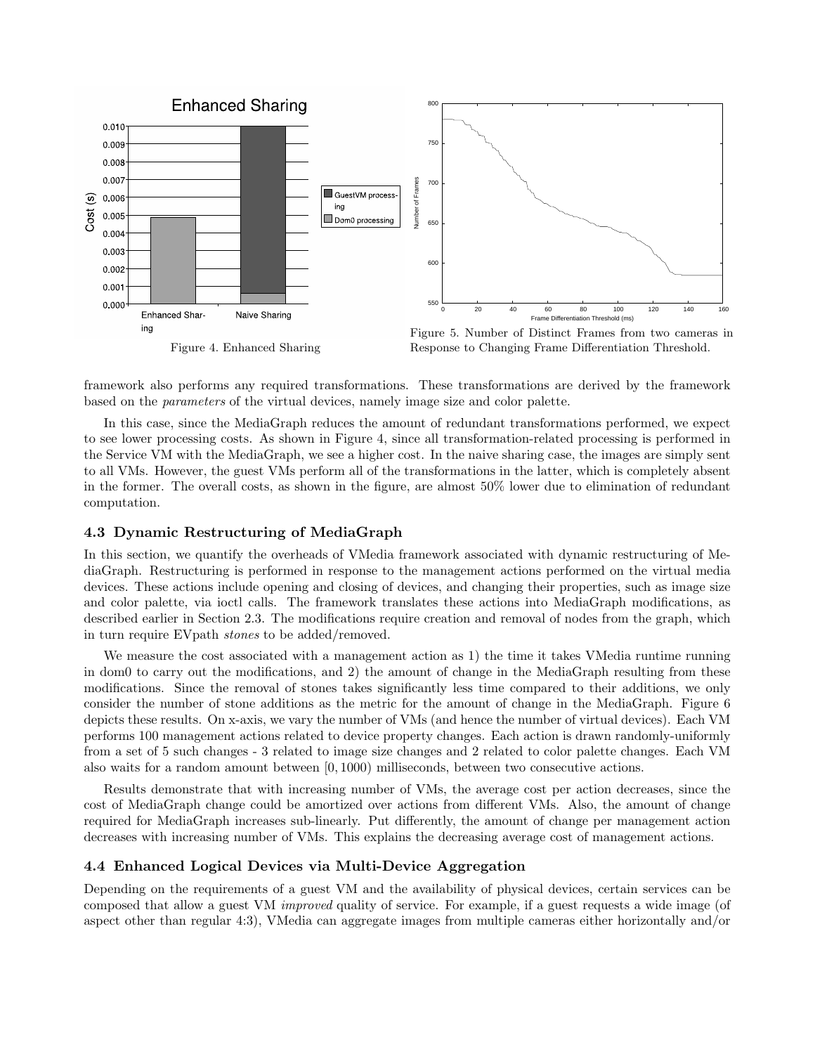Figure 4. Enhanced Sharing

Figure 5. Number of Distinct Frames from two cameras in Response to Changing Frame Differentiation Threshold.

framework also performs any required transformations. These transformations are derived by the framework based on the *parameters* of the virtual devices, namely image size and color palette.

In this case, since the MediaGraph reduces the amount of redundant transformations performed, we expect to see lower processing costs. As shown in Figure 4, since all transformation-related processing is performed in the Service VM with the MediaGraph, we see a higher cost. In the naive sharing case, the images are simply sent to all VMs. However, the guest VMs perform all of the transformations in the latter, which is completely absent in the former. The overall costs, as shown in the figure, are almost 50% lower due to elimination of redundant computation.

### 4.3 Dynamic Restructuring of MediaGraph

In this section, we quantify the overheads of VMedia framework associated with dynamic restructuring of MediaGraph. Restructuring is performed in response to the management actions performed on the virtual media devices. These actions include opening and closing of devices, and changing their properties, such as image size and color palette, via ioctl calls. The framework translates these actions into MediaGraph modifications, as described earlier in Section 2.3. The modifications require creation and removal of nodes from the graph, which in turn require EVpath *stones* to be added/removed.

We measure the cost associated with a management action as 1) the time it takes VMedia runtime running in dom0 to carry out the modifications, and 2) the amount of change in the MediaGraph resulting from these modifications. Since the removal of stones takes significantly less time compared to their additions, we only consider the number of stone additions as the metric for the amount of change in the MediaGraph. Figure 6 depicts these results. On x-axis, we vary the number of VMs (and hence the number of virtual devices). Each VM performs 100 management actions related to device property changes. Each action is drawn randomly-uniformly from a set of 5 such changes - 3 related to image size changes and 2 related to color palette changes. Each VM also waits for a random amount between $[0, 1000)$ milliseconds, between two consecutive actions.

Results demonstrate that with increasing number of VMs, the average cost per action decreases, since the cost of MediaGraph change could be amortized over actions from different VMs. Also, the amount of change required for MediaGraph increases sub-linearly. Put differently, the amount of change per management action decreases with increasing number of VMs. This explains the decreasing average cost of management actions.

### 4.4 Enhanced Logical Devices via Multi-Device Aggregation

Depending on the requirements of a guest VM and the availability of physical devices, certain services can be composed that allow a guest VM *improved* quality of service. For example, if a guest requests a wide image (of aspect other than regular 4:3), VMedia can aggregate images from multiple cameras either horizontally and/or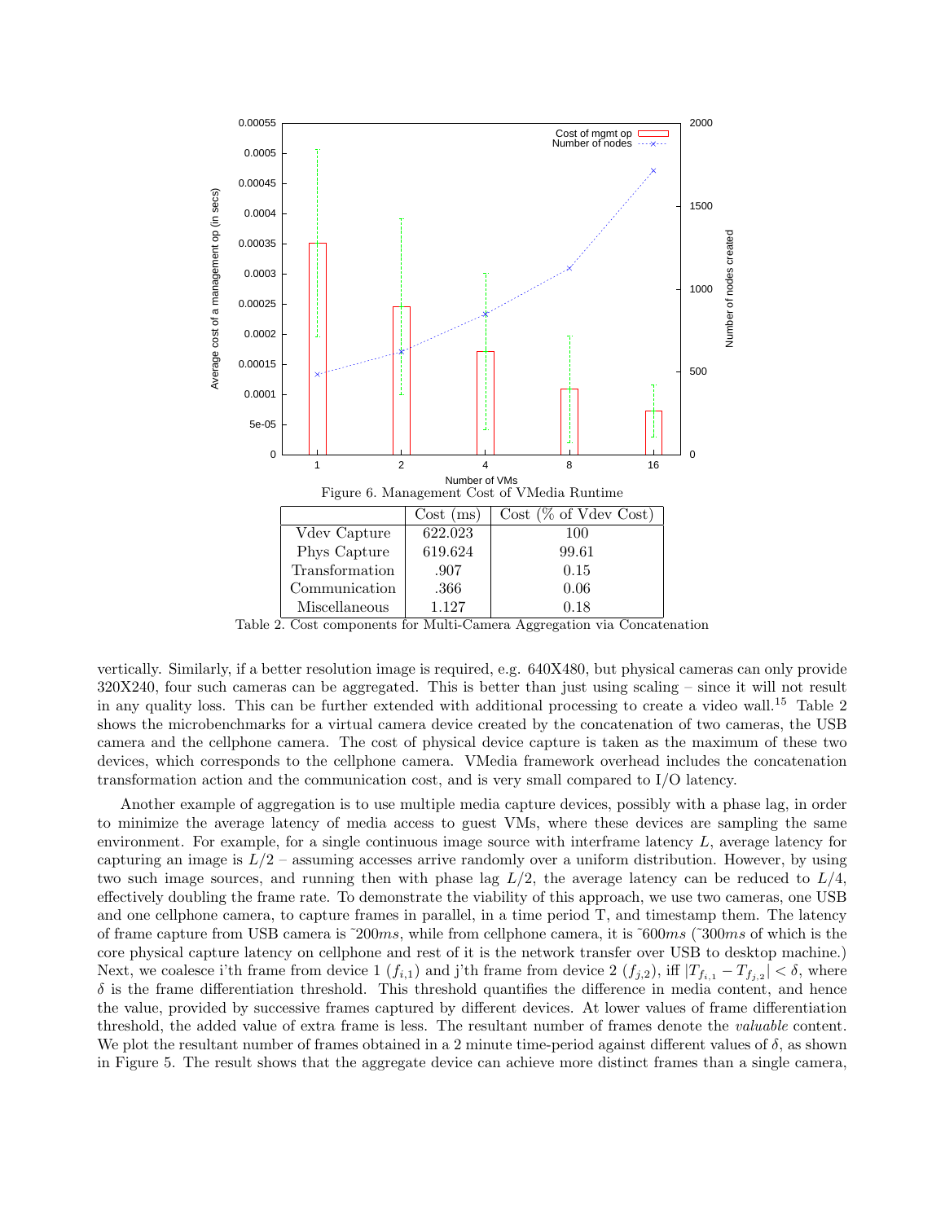Figure 6. Management Cost of VMedia Runtime

| | Cost (ms) | Cost (% of Vdev Cost) |
|---|---|---|
| Vdev Capture | 622.023 | 100 |
| Phys Capture | 619.624 | 99.61 |
| Transformation | .907 | 0.15 |
| Communication | .366 | 0.06 |
| Miscellaneous | 1.127 | 0.18 |

Table 2. Cost components for Multi-Camera Aggregation via Concatenation

vertically. Similarly, if a better resolution image is required, e.g. 640X480, but physical cameras can only provide 320X240, four such cameras can be aggregated. This is better than just using scaling – since it will not result in any quality loss. This can be further extended with additional processing to create a video wall.[15] Table 2 shows the microbenchmarks for a virtual camera device created by the concatenation of two cameras, the USB camera and the cellphone camera. The cost of physical device capture is taken as the maximum of these two devices, which corresponds to the cellphone camera. VMedia framework overhead includes the concatenation transformation action and the communication cost, and is very small compared to I/O latency.

Another example of aggregation is to use multiple media capture devices, possibly with a phase lag, in order to minimize the average latency of media access to guest VMs, where these devices are sampling the same environment. For example, for a single continuous image source with interframe latency $L$, average latency for capturing an image is $L/2$ – assuming accesses arrive randomly over a uniform distribution. However, by using two such image sources, and running then with phase lag $L/2$, the average latency can be reduced to $L/4$, effectively doubling the frame rate. To demonstrate the viability of this approach, we use two cameras, one USB and one cellphone camera, to capture frames in parallel, in a time period T, and timestamp them. The latency of frame capture from USB camera is ˜$200ms$, while from cellphone camera, it is ˜$600ms$ (˜$300ms$ of which is the core physical capture latency on cellphone and rest of it is the network transfer over USB to desktop machine.) Next, we coalesce i'th frame from device 1 ($f_{i,1}$) and j'th frame from device 2 ($f_{j,2}$), iff $|T_{f_{i,1}} - T_{f_{j,2}}| < \delta$, where $\delta$ is the frame differentiation threshold. This threshold quantifies the difference in media content, and hence the value, provided by successive frames captured by different devices. At lower values of frame differentiation threshold, the added value of extra frame is less. The resultant number of frames denote the *valuable* content. We plot the resultant number of frames obtained in a 2 minute time-period against different values of $\delta$, as shown in Figure 5. The result shows that the aggregate device can achieve more distinct frames than a single camera,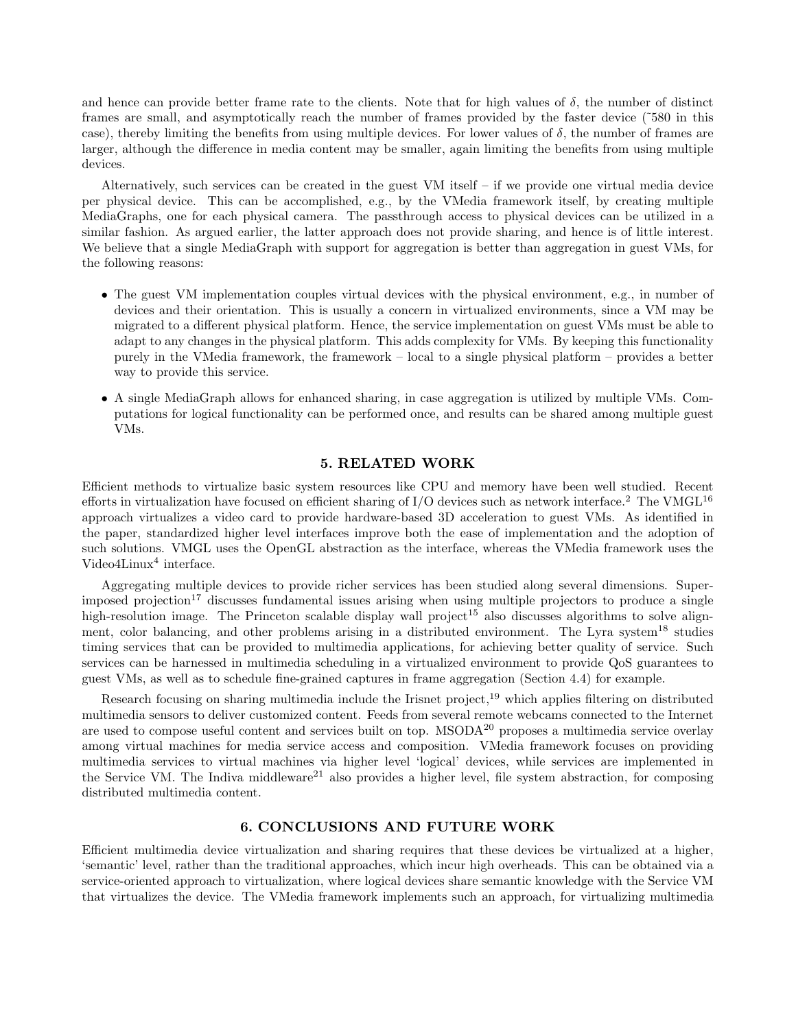and hence can provide better frame rate to the clients. Note that for high values of $\delta$, the number of distinct frames are small, and asymptotically reach the number of frames provided by the faster device (˜580 in this case), thereby limiting the benefits from using multiple devices. For lower values of $\delta$, the number of frames are larger, although the difference in media content may be smaller, again limiting the benefits from using multiple devices.

Alternatively, such services can be created in the guest VM itself – if we provide one virtual media device per physical device. This can be accomplished, e.g., by the VMedia framework itself, by creating multiple MediaGraphs, one for each physical camera. The passthrough access to physical devices can be utilized in a similar fashion. As argued earlier, the latter approach does not provide sharing, and hence is of little interest. We believe that a single MediaGraph with support for aggregation is better than aggregation in guest VMs, for the following reasons:

- The guest VM implementation couples virtual devices with the physical environment, e.g., in number of devices and their orientation. This is usually a concern in virtualized environments, since a VM may be migrated to a different physical platform. Hence, the service implementation on guest VMs must be able to adapt to any changes in the physical platform. This adds complexity for VMs. By keeping this functionality purely in the VMedia framework, the framework – local to a single physical platform – provides a better way to provide this service.
- A single MediaGraph allows for enhanced sharing, in case aggregation is utilized by multiple VMs. Computations for logical functionality can be performed once, and results can be shared among multiple guest VMs.

## 5. RELATED WORK

Efficient methods to virtualize basic system resources like CPU and memory have been well studied. Recent efforts in virtualization have focused on efficient sharing of I/O devices such as network interface.[2] The VMGL[16] approach virtualizes a video card to provide hardware-based 3D acceleration to guest VMs. As identified in the paper, standardized higher level interfaces improve both the ease of implementation and the adoption of such solutions. VMGL uses the OpenGL abstraction as the interface, whereas the VMedia framework uses the Video4Linux[4] interface.

Aggregating multiple devices to provide richer services has been studied along several dimensions. Superimposed projection[17] discusses fundamental issues arising when using multiple projectors to produce a single high-resolution image. The Princeton scalable display wall project[15] also discusses algorithms to solve alignment, color balancing, and other problems arising in a distributed environment. The Lyra system[18] studies timing services that can be provided to multimedia applications, for achieving better quality of service. Such services can be harnessed in multimedia scheduling in a virtualized environment to provide QoS guarantees to guest VMs, as well as to schedule fine-grained captures in frame aggregation (Section 4.4) for example.

Research focusing on sharing multimedia include the Irisnet project,[19] which applies filtering on distributed multimedia sensors to deliver customized content. Feeds from several remote webcams connected to the Internet are used to compose useful content and services built on top. MSODA[20] proposes a multimedia service overlay among virtual machines for media service access and composition. VMedia framework focuses on providing multimedia services to virtual machines via higher level 'logical' devices, while services are implemented in the Service VM. The Indiva middleware[21] also provides a higher level, file system abstraction, for composing distributed multimedia content.

## 6. CONCLUSIONS AND FUTURE WORK

Efficient multimedia device virtualization and sharing requires that these devices be virtualized at a higher, 'semantic' level, rather than the traditional approaches, which incur high overheads. This can be obtained via a service-oriented approach to virtualization, where logical devices share semantic knowledge with the Service VM that virtualizes the device. The VMedia framework implements such an approach, for virtualizing multimedia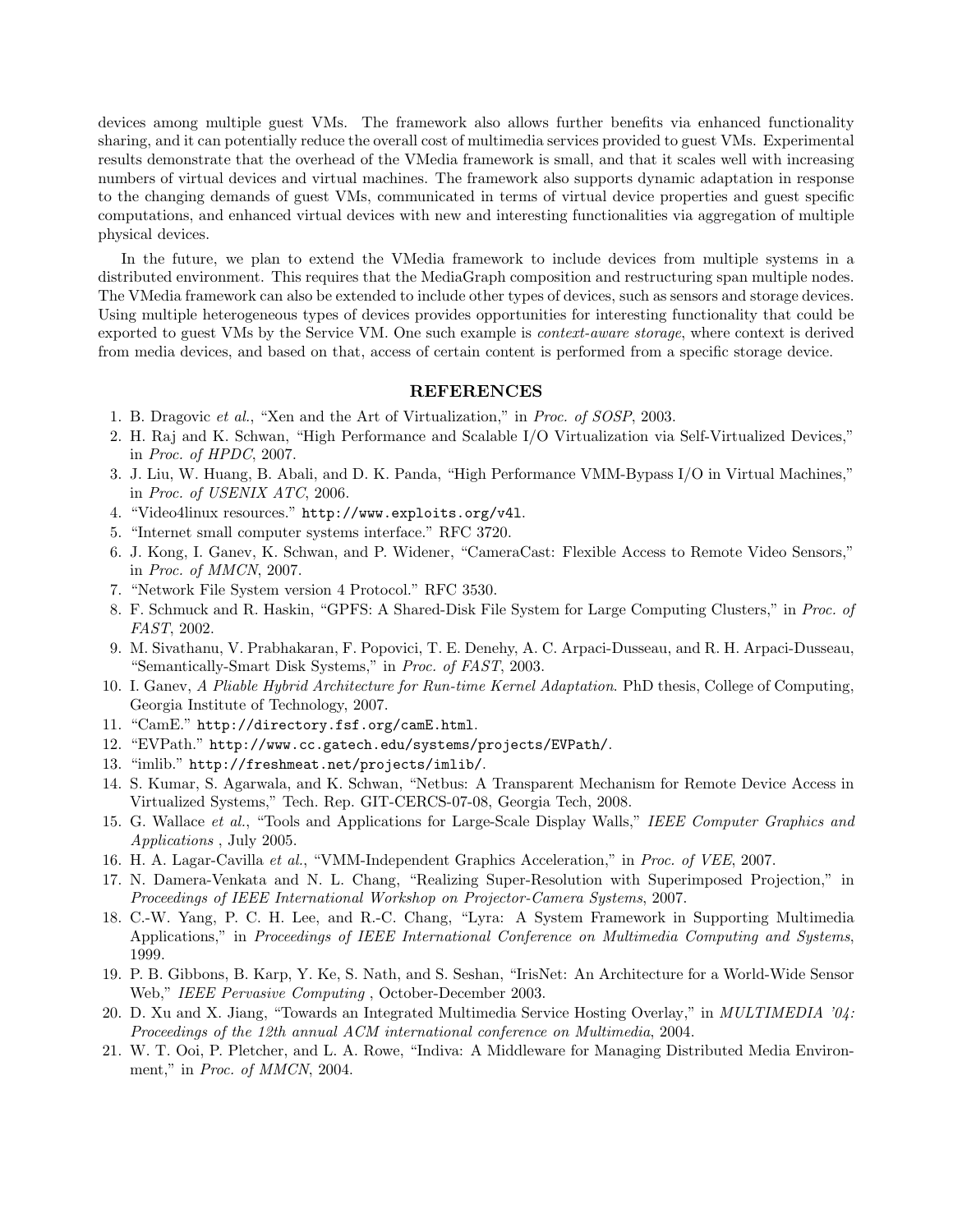devices among multiple guest VMs. The framework also allows further benefits via enhanced functionality sharing, and it can potentially reduce the overall cost of multimedia services provided to guest VMs. Experimental results demonstrate that the overhead of the VMedia framework is small, and that it scales well with increasing numbers of virtual devices and virtual machines. The framework also supports dynamic adaptation in response to the changing demands of guest VMs, communicated in terms of virtual device properties and guest specific computations, and enhanced virtual devices with new and interesting functionalities via aggregation of multiple physical devices.

In the future, we plan to extend the VMedia framework to include devices from multiple systems in a distributed environment. This requires that the MediaGraph composition and restructuring span multiple nodes. The VMedia framework can also be extended to include other types of devices, such as sensors and storage devices. Using multiple heterogeneous types of devices provides opportunities for interesting functionality that could be exported to guest VMs by the Service VM. One such example is *context-aware storage*, where context is derived from media devices, and based on that, access of certain content is performed from a specific storage device.

## REFERENCES

1. B. Dragovic *et al.*, "Xen and the Art of Virtualization," in *Proc. of SOSP*, 2003.
2. H. Raj and K. Schwan, "High Performance and Scalable I/O Virtualization via Self-Virtualized Devices," in *Proc. of HPDC*, 2007.
3. J. Liu, W. Huang, B. Abali, and D. K. Panda, "High Performance VMM-Bypass I/O in Virtual Machines," in *Proc. of USENIX ATC*, 2006.
4. "Video4linux resources." `http://www.exploits.org/v4l`.
5. "Internet small computer systems interface." RFC 3720.
6. J. Kong, I. Ganev, K. Schwan, and P. Widener, "CameraCast: Flexible Access to Remote Video Sensors," in *Proc. of MMCN*, 2007.
7. "Network File System version 4 Protocol." RFC 3530.
8. F. Schmuck and R. Haskin, "GPFS: A Shared-Disk File System for Large Computing Clusters," in *Proc. of FAST*, 2002.
9. M. Sivathanu, V. Prabhakaran, F. Popovici, T. E. Denehy, A. C. Arpaci-Dusseau, and R. H. Arpaci-Dusseau, "Semantically-Smart Disk Systems," in *Proc. of FAST*, 2003.
10. I. Ganev, *A Pliable Hybrid Architecture for Run-time Kernel Adaptation*. PhD thesis, College of Computing, Georgia Institute of Technology, 2007.
11. "CamE." `http://directory.fsf.org/camE.html`.
12. "EVPath." `http://www.cc.gatech.edu/systems/projects/EVPath/`.
13. "imlib." `http://freshmeat.net/projects/imlib/`.
14. S. Kumar, S. Agarwala, and K. Schwan, "Netbus: A Transparent Mechanism for Remote Device Access in Virtualized Systems," Tech. Rep. GIT-CERCS-07-08, Georgia Tech, 2008.
15. G. Wallace *et al.*, "Tools and Applications for Large-Scale Display Walls," *IEEE Computer Graphics and Applications* , July 2005.
16. H. A. Lagar-Cavilla *et al.*, "VMM-Independent Graphics Acceleration," in *Proc. of VEE*, 2007.
17. N. Damera-Venkata and N. L. Chang, "Realizing Super-Resolution with Superimposed Projection," in *Proceedings of IEEE International Workshop on Projector-Camera Systems*, 2007.
18. C.-W. Yang, P. C. H. Lee, and R.-C. Chang, "Lyra: A System Framework in Supporting Multimedia Applications," in *Proceedings of IEEE International Conference on Multimedia Computing and Systems*, 1999.
19. P. B. Gibbons, B. Karp, Y. Ke, S. Nath, and S. Seshan, "IrisNet: An Architecture for a World-Wide Sensor Web," *IEEE Pervasive Computing* , October-December 2003.
20. D. Xu and X. Jiang, "Towards an Integrated Multimedia Service Hosting Overlay," in *MULTIMEDIA '04: Proceedings of the 12th annual ACM international conference on Multimedia*, 2004.
21. W. T. Ooi, P. Pletcher, and L. A. Rowe, "Indiva: A Middleware for Managing Distributed Media Environment," in *Proc. of MMCN*, 2004.